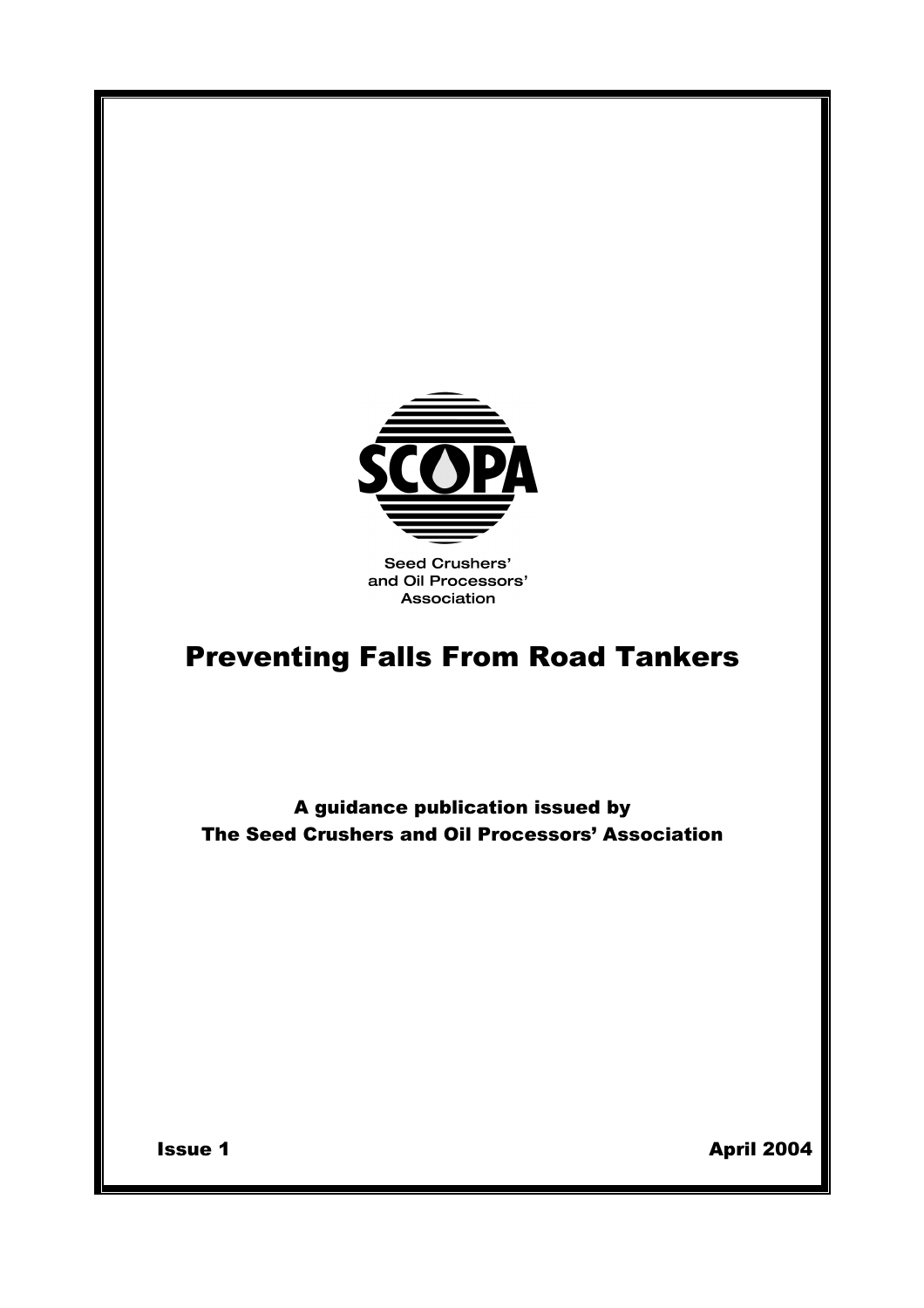SCOPA

Seed Crushers' and Oil Processors' Association

# Preventing Falls From Road Tankers

**A guidance publication issued by The Seed Crushers and Oil Processors' Association**

**Issue 1** **April 2004**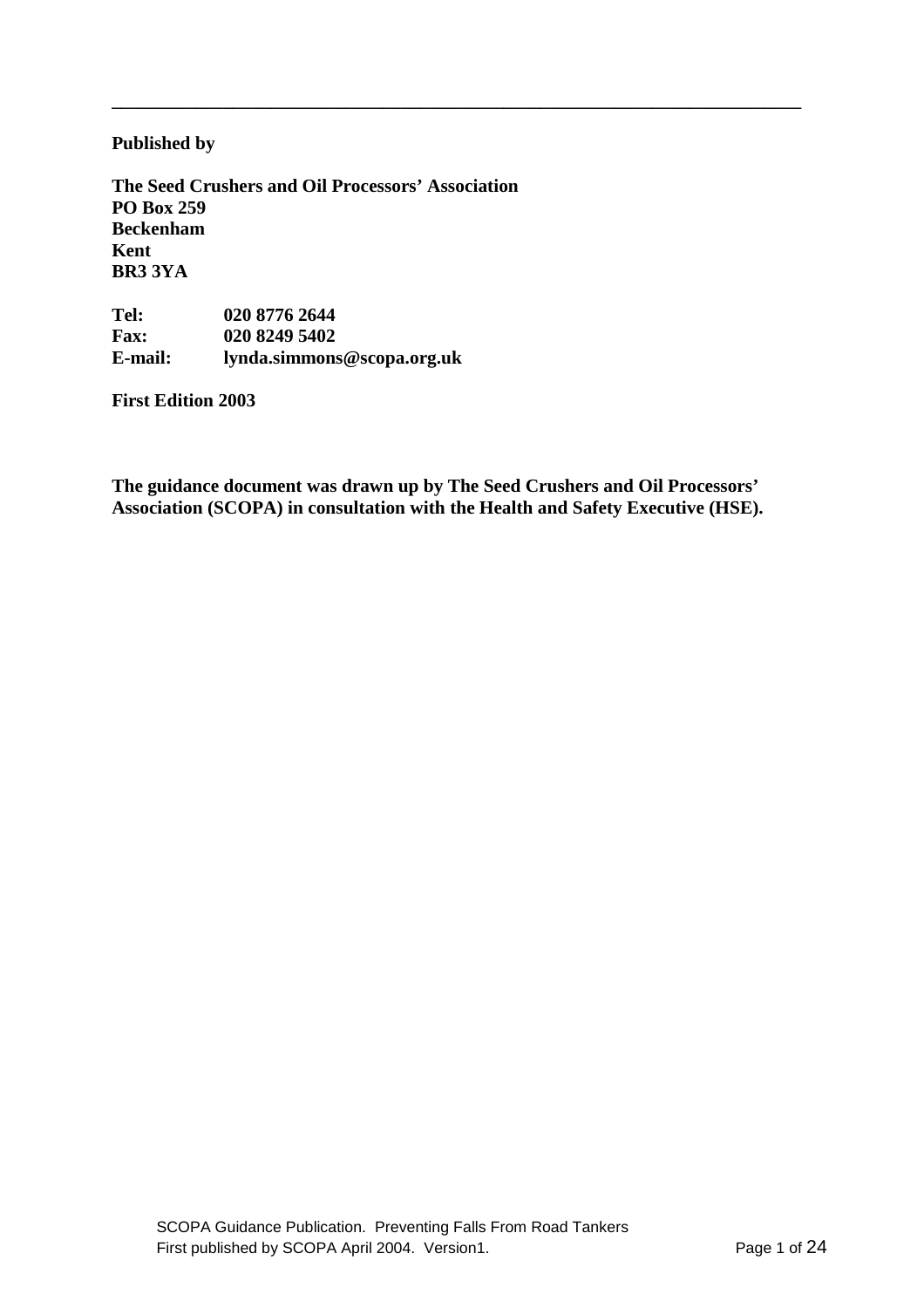**Published by**

**The Seed Crushers and Oil Processors' Association**
**PO Box 259**
**Beckenham**
**Kent**
**BR3 3YA**

| | |
|---|---|
| **Tel:** | **020 8776 2644** |
| **Fax:** | **020 8249 5402** |
| **E-mail:** | **lynda.simmons@scopa.org.uk** |

**First Edition 2003**

**The guidance document was drawn up by The Seed Crushers and Oil Processors' Association (SCOPA) in consultation with the Health and Safety Executive (HSE).**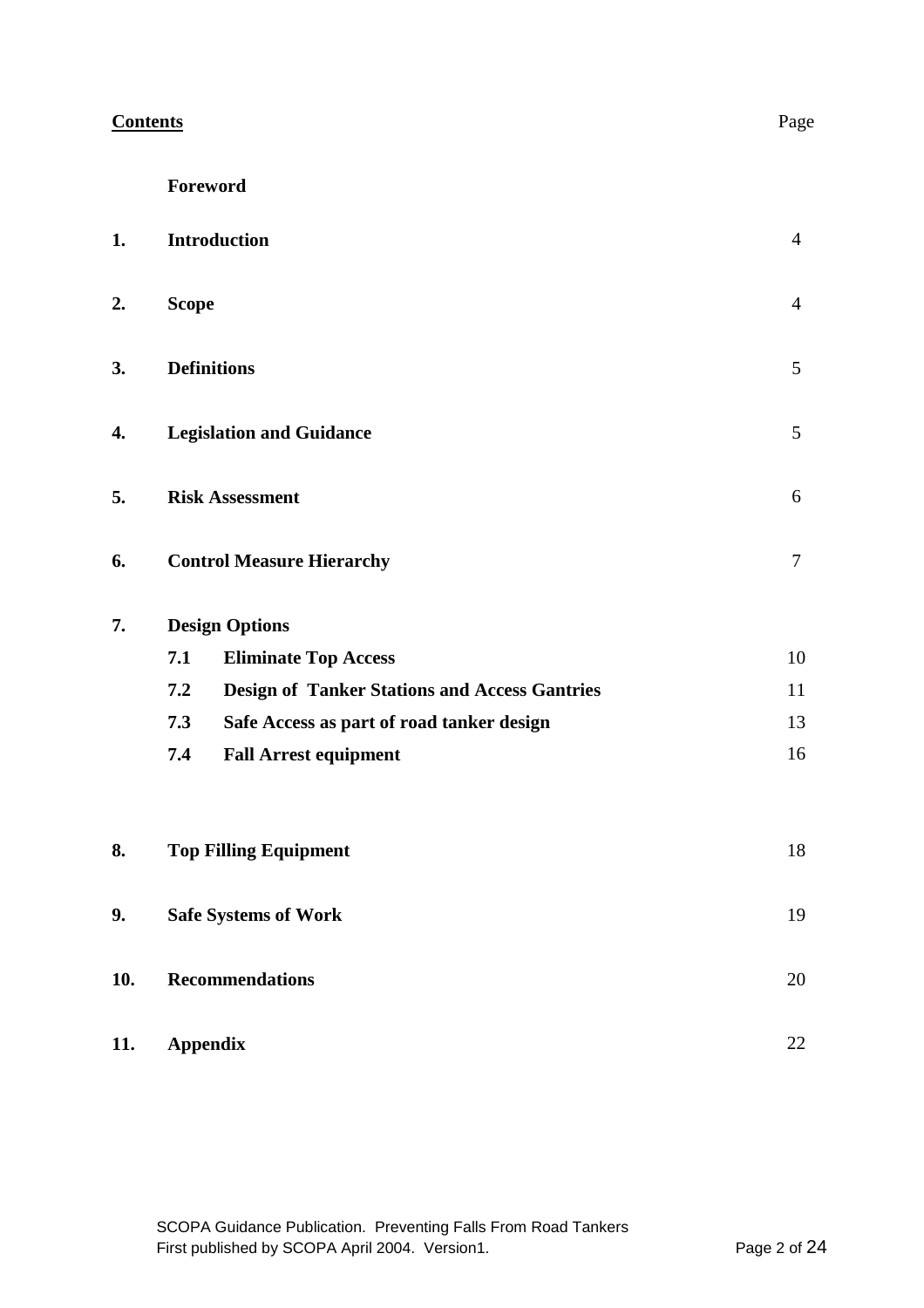## Contents

| | | Page |
|---|---|---|
| | **Foreword** | |
| **1.** | **Introduction** | 4 |
| **2.** | **Scope** | 4 |
| **3.** | **Definitions** | 5 |
| **4.** | **Legislation and Guidance** | 5 |
| **5.** | **Risk Assessment** | 6 |
| **6.** | **Control Measure Hierarchy** | 7 |
| **7.** | **Design Options** | |
| | **7.1 Eliminate Top Access** | 10 |
| | **7.2 Design of Tanker Stations and Access Gantries** | 11 |
| | **7.3 Safe Access as part of road tanker design** | 13 |
| | **7.4 Fall Arrest equipment** | 16 |
| **8.** | **Top Filling Equipment** | 18 |
| **9.** | **Safe Systems of Work** | 19 |
| **10.** | **Recommendations** | 20 |
| **11.** | **Appendix** | 22 |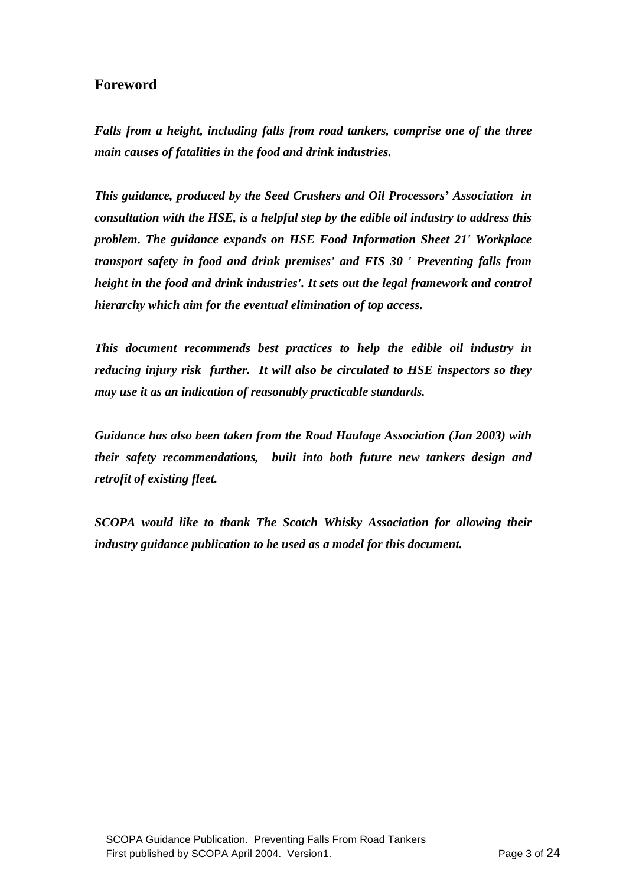## Foreword

***Falls from a height, including falls from road tankers, comprise one of the three main causes of fatalities in the food and drink industries.***

***This guidance, produced by the Seed Crushers and Oil Processors' Association in consultation with the HSE, is a helpful step by the edible oil industry to address this problem. The guidance expands on HSE Food Information Sheet 21' Workplace transport safety in food and drink premises' and FIS 30 ' Preventing falls from height in the food and drink industries'. It sets out the legal framework and control hierarchy which aim for the eventual elimination of top access.***

***This document recommends best practices to help the edible oil industry in reducing injury risk further. It will also be circulated to HSE inspectors so they may use it as an indication of reasonably practicable standards.***

***Guidance has also been taken from the Road Haulage Association (Jan 2003) with their safety recommendations, built into both future new tankers design and retrofit of existing fleet.***

***SCOPA would like to thank The Scotch Whisky Association for allowing their industry guidance publication to be used as a model for this document.***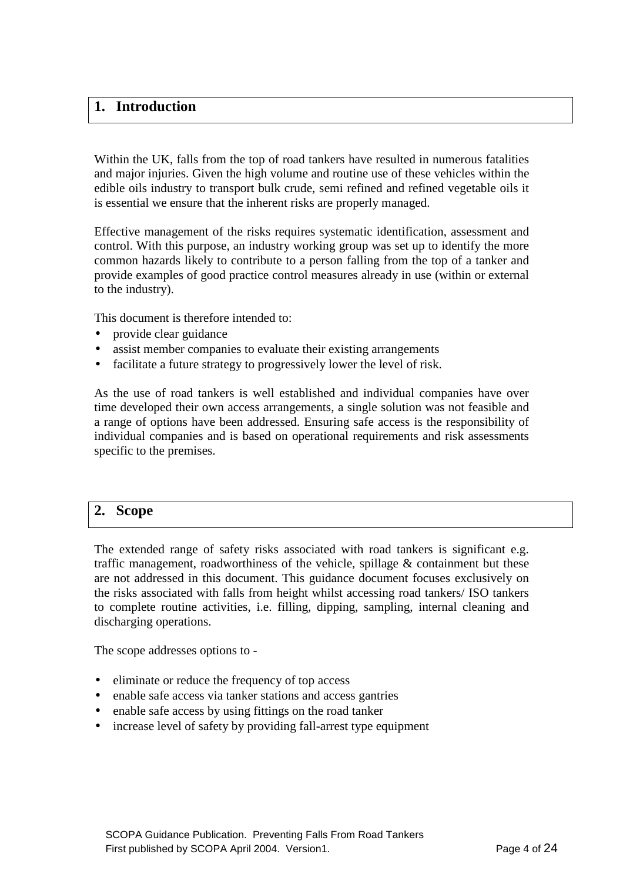## 1. Introduction

Within the UK, falls from the top of road tankers have resulted in numerous fatalities and major injuries. Given the high volume and routine use of these vehicles within the edible oils industry to transport bulk crude, semi refined and refined vegetable oils it is essential we ensure that the inherent risks are properly managed.

Effective management of the risks requires systematic identification, assessment and control. With this purpose, an industry working group was set up to identify the more common hazards likely to contribute to a person falling from the top of a tanker and provide examples of good practice control measures already in use (within or external to the industry).

This document is therefore intended to:

- provide clear guidance
- assist member companies to evaluate their existing arrangements
- facilitate a future strategy to progressively lower the level of risk.

As the use of road tankers is well established and individual companies have over time developed their own access arrangements, a single solution was not feasible and a range of options have been addressed. Ensuring safe access is the responsibility of individual companies and is based on operational requirements and risk assessments specific to the premises.

## 2. Scope

The extended range of safety risks associated with road tankers is significant e.g. traffic management, roadworthiness of the vehicle, spillage & containment but these are not addressed in this document. This guidance document focuses exclusively on the risks associated with falls from height whilst accessing road tankers/ ISO tankers to complete routine activities, i.e. filling, dipping, sampling, internal cleaning and discharging operations.

The scope addresses options to -

- eliminate or reduce the frequency of top access
- enable safe access via tanker stations and access gantries
- enable safe access by using fittings on the road tanker
- increase level of safety by providing fall-arrest type equipment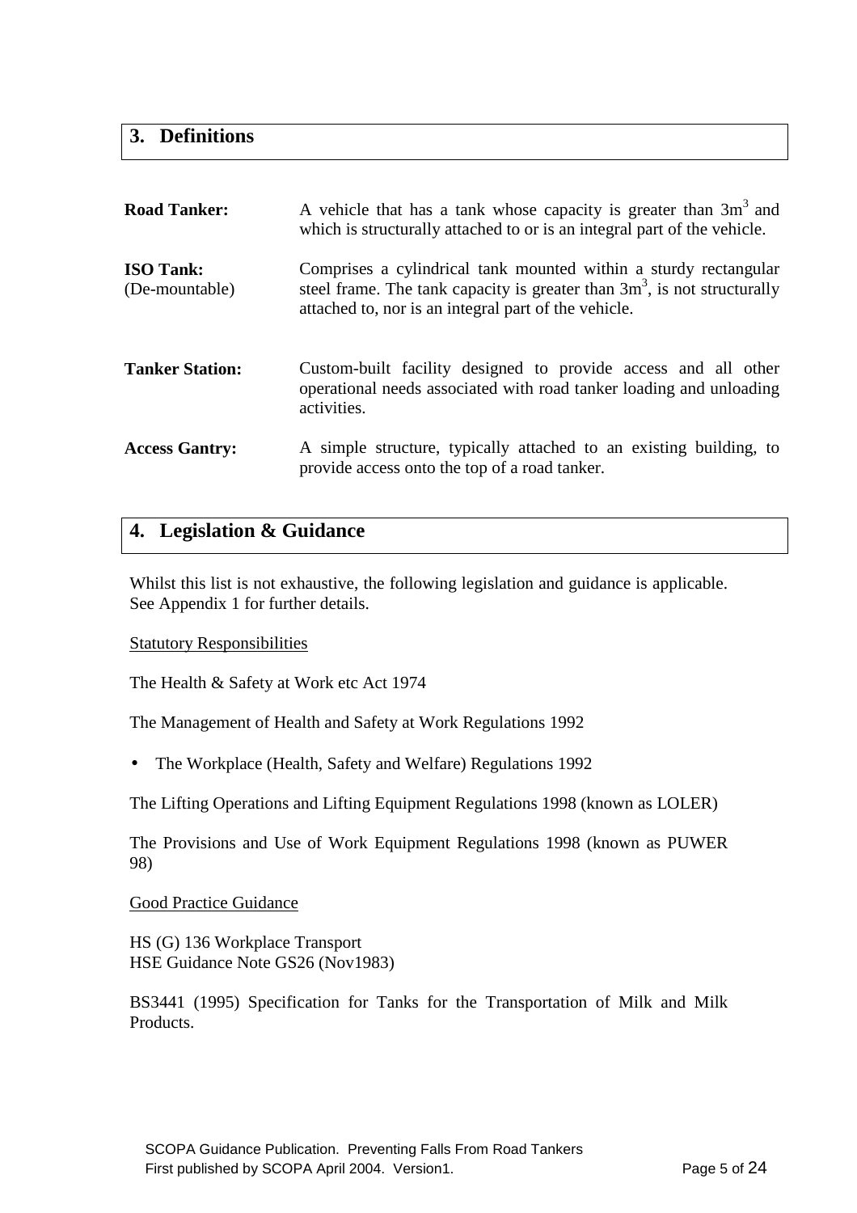## 3. Definitions

**Road Tanker:** A vehicle that has a tank whose capacity is greater than $3m^3$ and which is structurally attached to or is an integral part of the vehicle.

**ISO Tank:** (De-mountable) Comprises a cylindrical tank mounted within a sturdy rectangular steel frame. The tank capacity is greater than $3m^3$, is not structurally attached to, nor is an integral part of the vehicle.

**Tanker Station:** Custom-built facility designed to provide access and all other operational needs associated with road tanker loading and unloading activities.

**Access Gantry:** A simple structure, typically attached to an existing building, to provide access onto the top of a road tanker.

## 4. Legislation & Guidance

Whilst this list is not exhaustive, the following legislation and guidance is applicable. See Appendix 1 for further details.

Statutory Responsibilities

The Health & Safety at Work etc Act 1974

The Management of Health and Safety at Work Regulations 1992

- The Workplace (Health, Safety and Welfare) Regulations 1992

The Lifting Operations and Lifting Equipment Regulations 1998 (known as LOLER)

The Provisions and Use of Work Equipment Regulations 1998 (known as PUWER 98)

Good Practice Guidance

HS (G) 136 Workplace Transport
HSE Guidance Note GS26 (Nov1983)

BS3441 (1995) Specification for Tanks for the Transportation of Milk and Milk Products.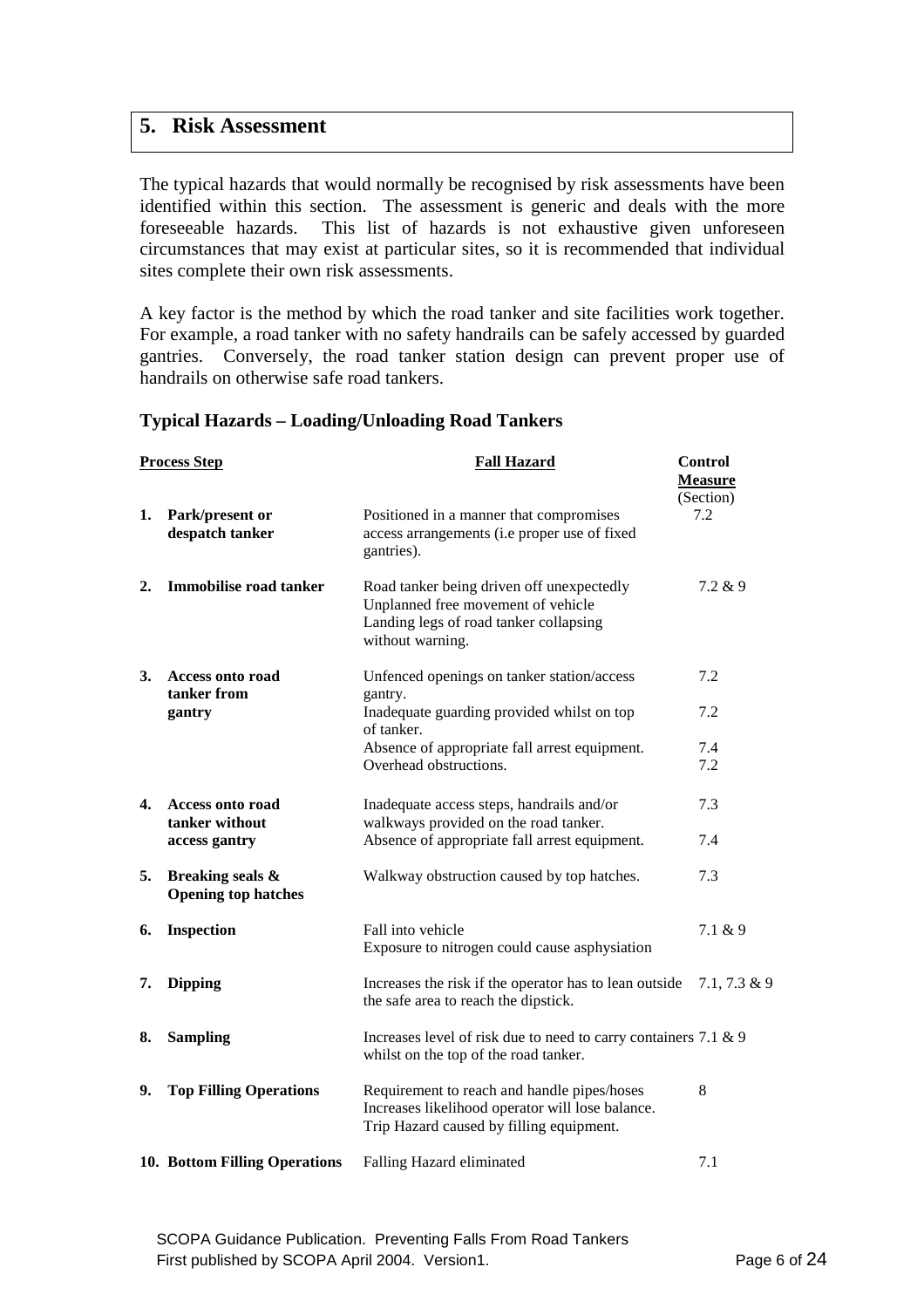# 5. Risk Assessment

The typical hazards that would normally be recognised by risk assessments have been identified within this section. The assessment is generic and deals with the more foreseeable hazards. This list of hazards is not exhaustive given unforeseen circumstances that may exist at particular sites, so it is recommended that individual sites complete their own risk assessments.

A key factor is the method by which the road tanker and site facilities work together. For example, a road tanker with no safety handrails can be safely accessed by guarded gantries. Conversely, the road tanker station design can prevent proper use of handrails on otherwise safe road tankers.

### Typical Hazards – Loading/Unloading Road Tankers

| Process Step | Fall Hazard | Control Measure (Section) |
|---|---|---|
| **1. Park/present or despatch tanker** | Positioned in a manner that compromises access arrangements (i.e proper use of fixed gantries). | 7.2 |
| **2. Immobilise road tanker** | Road tanker being driven off unexpectedly<br>Unplanned free movement of vehicle<br>Landing legs of road tanker collapsing without warning. | 7.2 & 9 |
| **3. Access onto road tanker from gantry** | Unfenced openings on tanker station/access gantry. | 7.2 |
| | Inadequate guarding provided whilst on top of tanker. | 7.2 |
| | Absence of appropriate fall arrest equipment. | 7.4 |
| | Overhead obstructions. | 7.2 |
| **4. Access onto road tanker without access gantry** | Inadequate access steps, handrails and/or walkways provided on the road tanker. | 7.3 |
| | Absence of appropriate fall arrest equipment. | 7.4 |
| **5. Breaking seals & Opening top hatches** | Walkway obstruction caused by top hatches. | 7.3 |
| **6. Inspection** | Fall into vehicle<br>Exposure to nitrogen could cause asphysiation | 7.1 & 9 |
| **7. Dipping** | Increases the risk if the operator has to lean outside the safe area to reach the dipstick. | 7.1, 7.3 & 9 |
| **8. Sampling** | Increases level of risk due to need to carry containers whilst on the top of the road tanker. | 7.1 & 9 |
| **9. Top Filling Operations** | Requirement to reach and handle pipes/hoses<br>Increases likelihood operator will lose balance.<br>Trip Hazard caused by filling equipment. | 8 |
| **10. Bottom Filling Operations** | Falling Hazard eliminated | 7.1 |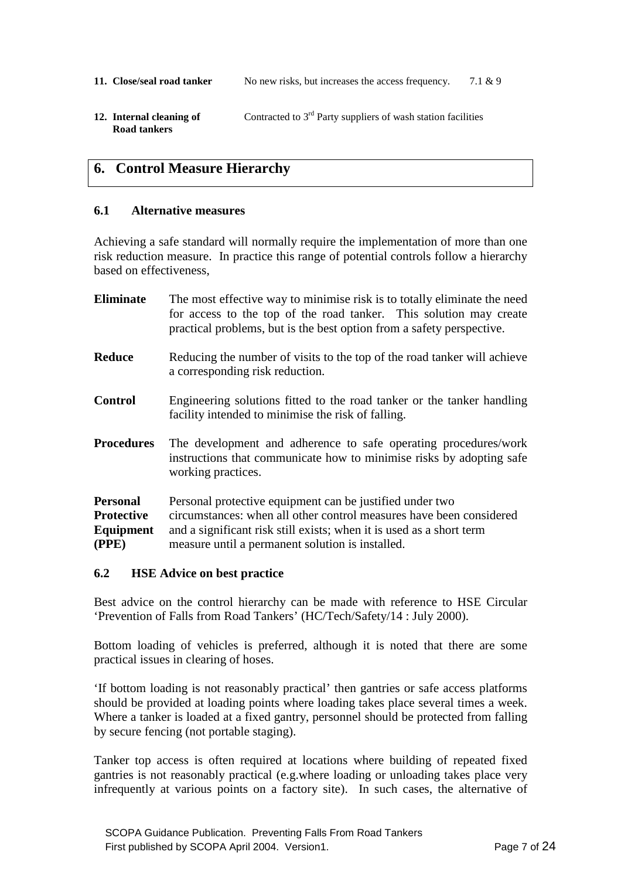| | | |
|---|---|---|
| **11. Close/seal road tanker** | No new risks, but increases the access frequency. | 7.1 & 9 |
| **12. Internal cleaning of Road tankers** | Contracted to 3rd Party suppliers of wash station facilities | |

## 6. Control Measure Hierarchy

### 6.1 Alternative measures

Achieving a safe standard will normally require the implementation of more than one risk reduction measure. In practice this range of potential controls follow a hierarchy based on effectiveness,

**Eliminate** The most effective way to minimise risk is to totally eliminate the need for access to the top of the road tanker. This solution may create practical problems, but is the best option from a safety perspective.

**Reduce** Reducing the number of visits to the top of the road tanker will achieve a corresponding risk reduction.

**Control** Engineering solutions fitted to the road tanker or the tanker handling facility intended to minimise the risk of falling.

**Procedures** The development and adherence to safe operating procedures/work instructions that communicate how to minimise risks by adopting safe working practices.

**Personal Protective Equipment (PPE)** Personal protective equipment can be justified under two circumstances: when all other control measures have been considered and a significant risk still exists; when it is used as a short term measure until a permanent solution is installed.

### 6.2 HSE Advice on best practice

Best advice on the control hierarchy can be made with reference to HSE Circular 'Prevention of Falls from Road Tankers' (HC/Tech/Safety/14 : July 2000).

Bottom loading of vehicles is preferred, although it is noted that there are some practical issues in clearing of hoses.

'If bottom loading is not reasonably practical' then gantries or safe access platforms should be provided at loading points where loading takes place several times a week. Where a tanker is loaded at a fixed gantry, personnel should be protected from falling by secure fencing (not portable staging).

Tanker top access is often required at locations where building of repeated fixed gantries is not reasonably practical (e.g.where loading or unloading takes place very infrequently at various points on a factory site). In such cases, the alternative of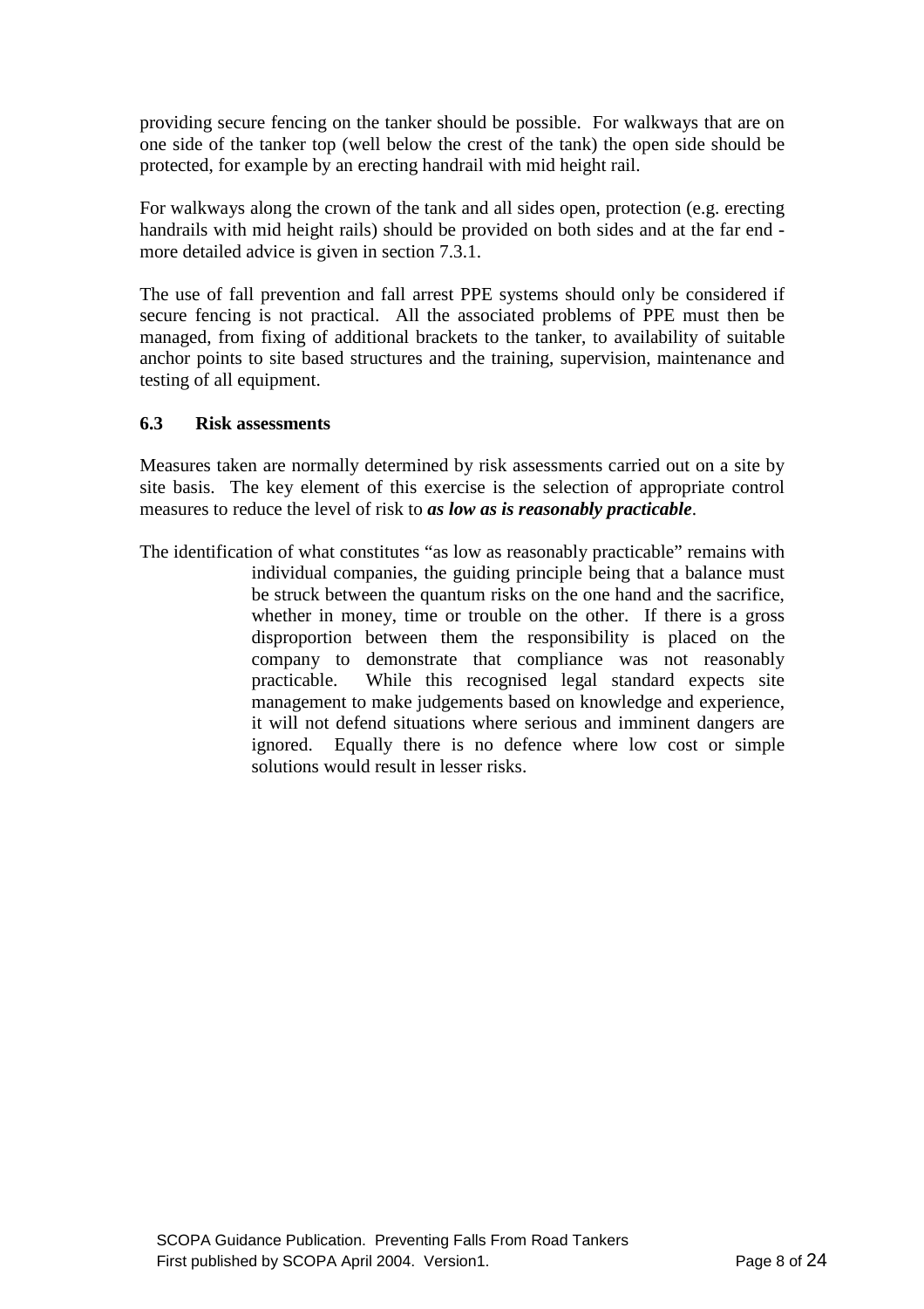providing secure fencing on the tanker should be possible. For walkways that are on one side of the tanker top (well below the crest of the tank) the open side should be protected, for example by an erecting handrail with mid height rail.

For walkways along the crown of the tank and all sides open, protection (e.g. erecting handrails with mid height rails) should be provided on both sides and at the far end - more detailed advice is given in section 7.3.1.

The use of fall prevention and fall arrest PPE systems should only be considered if secure fencing is not practical. All the associated problems of PPE must then be managed, from fixing of additional brackets to the tanker, to availability of suitable anchor points to site based structures and the training, supervision, maintenance and testing of all equipment.

### 6.3 Risk assessments

Measures taken are normally determined by risk assessments carried out on a site by site basis. The key element of this exercise is the selection of appropriate control measures to reduce the level of risk to ***as low as is reasonably practicable***.

The identification of what constitutes "as low as reasonably practicable" remains with individual companies, the guiding principle being that a balance must be struck between the quantum risks on the one hand and the sacrifice, whether in money, time or trouble on the other. If there is a gross disproportion between them the responsibility is placed on the company to demonstrate that compliance was not reasonably practicable. While this recognised legal standard expects site management to make judgements based on knowledge and experience, it will not defend situations where serious and imminent dangers are ignored. Equally there is no defence where low cost or simple solutions would result in lesser risks.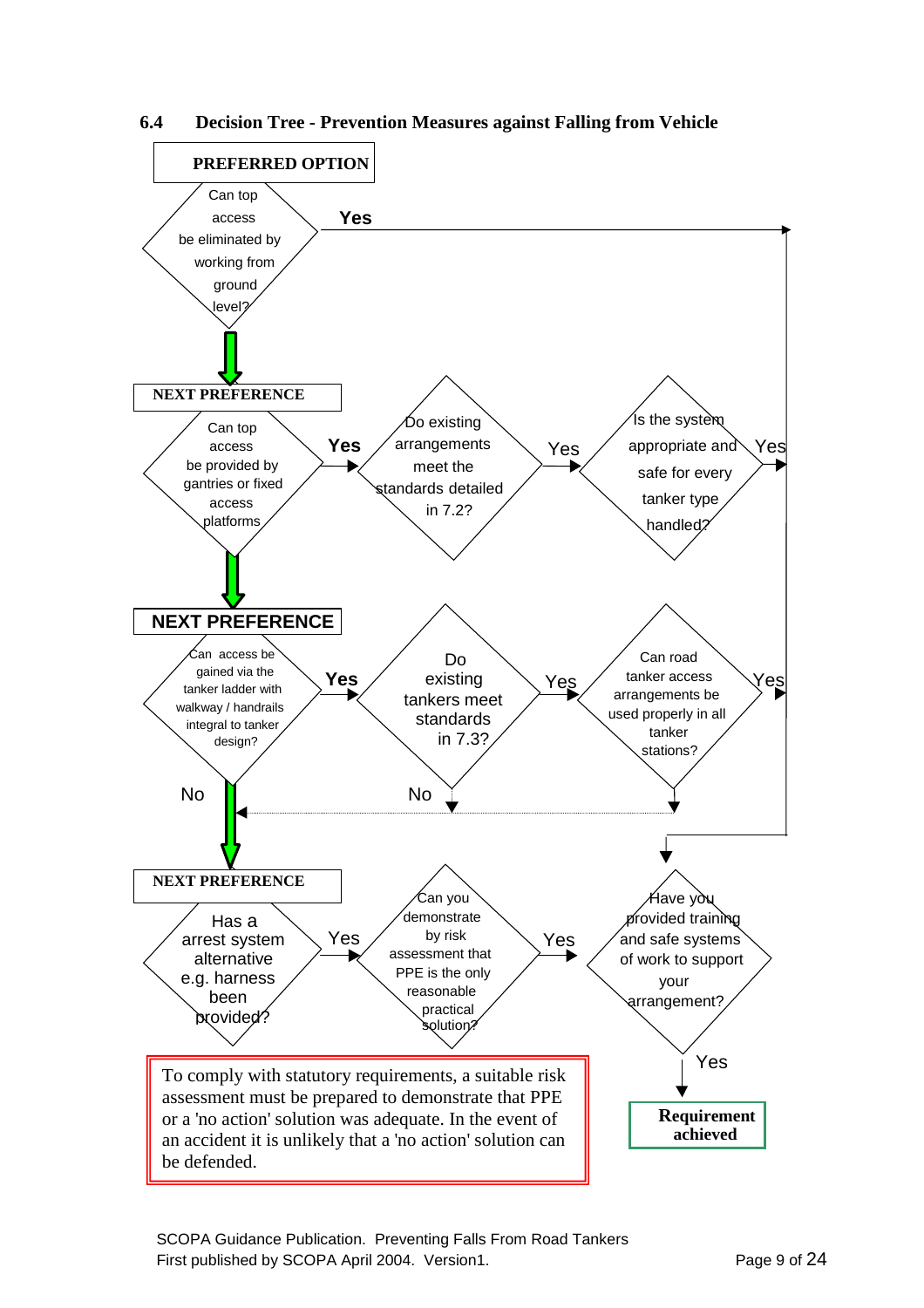### 6.4 Decision Tree - Prevention Measures against Falling from Vehicle

**PREFERRED OPTION**

Can top access be eliminated by working from ground level?

Yes

**NEXT PREFERENCE**

Can top access be provided by gantries or fixed access platforms?

Yes

Do existing arrangements meet the standards detailed in 7.2?

Yes

Is the system appropriate and safe for every tanker type handled?

Yes

**NEXT PREFERENCE**

Can access be gained via the tanker ladder with walkway / handrails integral to tanker design?

Yes

Do existing tankers meet standards in 7.3?

Yes

Can road tanker access arrangements be used properly in all tanker stations?

Yes

No

No

**NEXT PREFERENCE**

Has a arrest system alternative e.g. harness been provided?

Yes

Can you demonstrate by risk assessment that PPE is the only reasonable practical solution?

Yes

Have you provided training and safe systems of work to support your arrangement?

Yes

To comply with statutory requirements, a suitable risk assessment must be prepared to demonstrate that PPE or a 'no action' solution was adequate. In the event of an accident it is unlikely that a 'no action' solution can be defended.

**Requirement achieved**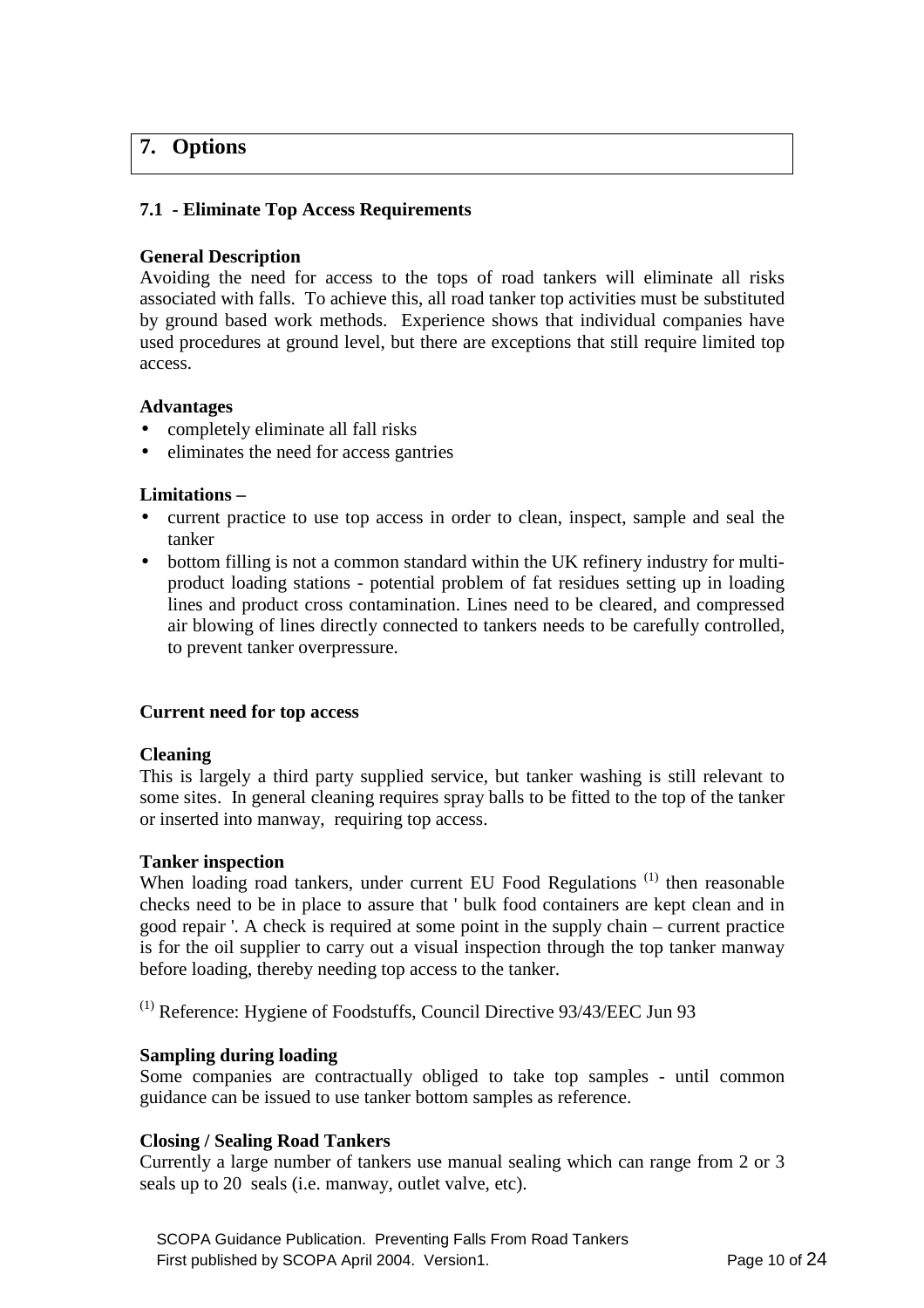## 7. Options

### 7.1 - Eliminate Top Access Requirements

**General Description**

Avoiding the need for access to the tops of road tankers will eliminate all risks associated with falls. To achieve this, all road tanker top activities must be substituted by ground based work methods. Experience shows that individual companies have used procedures at ground level, but there are exceptions that still require limited top access.

**Advantages**

- completely eliminate all fall risks
- eliminates the need for access gantries

**Limitations –**

- current practice to use top access in order to clean, inspect, sample and seal the tanker
- bottom filling is not a common standard within the UK refinery industry for multi-product loading stations - potential problem of fat residues setting up in loading lines and product cross contamination. Lines need to be cleared, and compressed air blowing of lines directly connected to tankers needs to be carefully controlled, to prevent tanker overpressure.

**Current need for top access**

**Cleaning**

This is largely a third party supplied service, but tanker washing is still relevant to some sites. In general cleaning requires spray balls to be fitted to the top of the tanker or inserted into manway, requiring top access.

**Tanker inspection**

When loading road tankers, under current EU Food Regulations (1) then reasonable checks need to be in place to assure that ' bulk food containers are kept clean and in good repair '. A check is required at some point in the supply chain – current practice is for the oil supplier to carry out a visual inspection through the top tanker manway before loading, thereby needing top access to the tanker.

(1) Reference: Hygiene of Foodstuffs, Council Directive 93/43/EEC Jun 93

**Sampling during loading**

Some companies are contractually obliged to take top samples - until common guidance can be issued to use tanker bottom samples as reference.

**Closing / Sealing Road Tankers**

Currently a large number of tankers use manual sealing which can range from 2 or 3 seals up to 20 seals (i.e. manway, outlet valve, etc).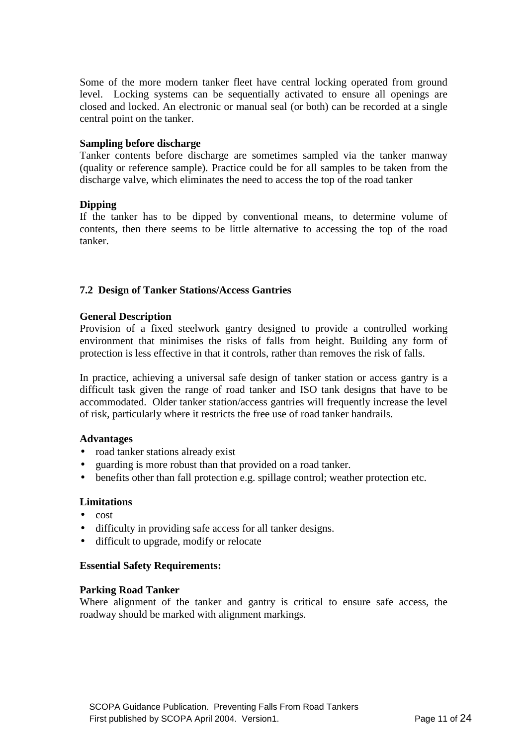Some of the more modern tanker fleet have central locking operated from ground level. Locking systems can be sequentially activated to ensure all openings are closed and locked. An electronic or manual seal (or both) can be recorded at a single central point on the tanker.

**Sampling before discharge**

Tanker contents before discharge are sometimes sampled via the tanker manway (quality or reference sample). Practice could be for all samples to be taken from the discharge valve, which eliminates the need to access the top of the road tanker

**Dipping**

If the tanker has to be dipped by conventional means, to determine volume of contents, then there seems to be little alternative to accessing the top of the road tanker.

### 7.2 Design of Tanker Stations/Access Gantries

**General Description**

Provision of a fixed steelwork gantry designed to provide a controlled working environment that minimises the risks of falls from height. Building any form of protection is less effective in that it controls, rather than removes the risk of falls.

In practice, achieving a universal safe design of tanker station or access gantry is a difficult task given the range of road tanker and ISO tank designs that have to be accommodated. Older tanker station/access gantries will frequently increase the level of risk, particularly where it restricts the free use of road tanker handrails.

**Advantages**

- road tanker stations already exist
- guarding is more robust than that provided on a road tanker.
- benefits other than fall protection e.g. spillage control; weather protection etc.

**Limitations**

- cost
- difficulty in providing safe access for all tanker designs.
- difficult to upgrade, modify or relocate

**Essential Safety Requirements:**

**Parking Road Tanker**

Where alignment of the tanker and gantry is critical to ensure safe access, the roadway should be marked with alignment markings.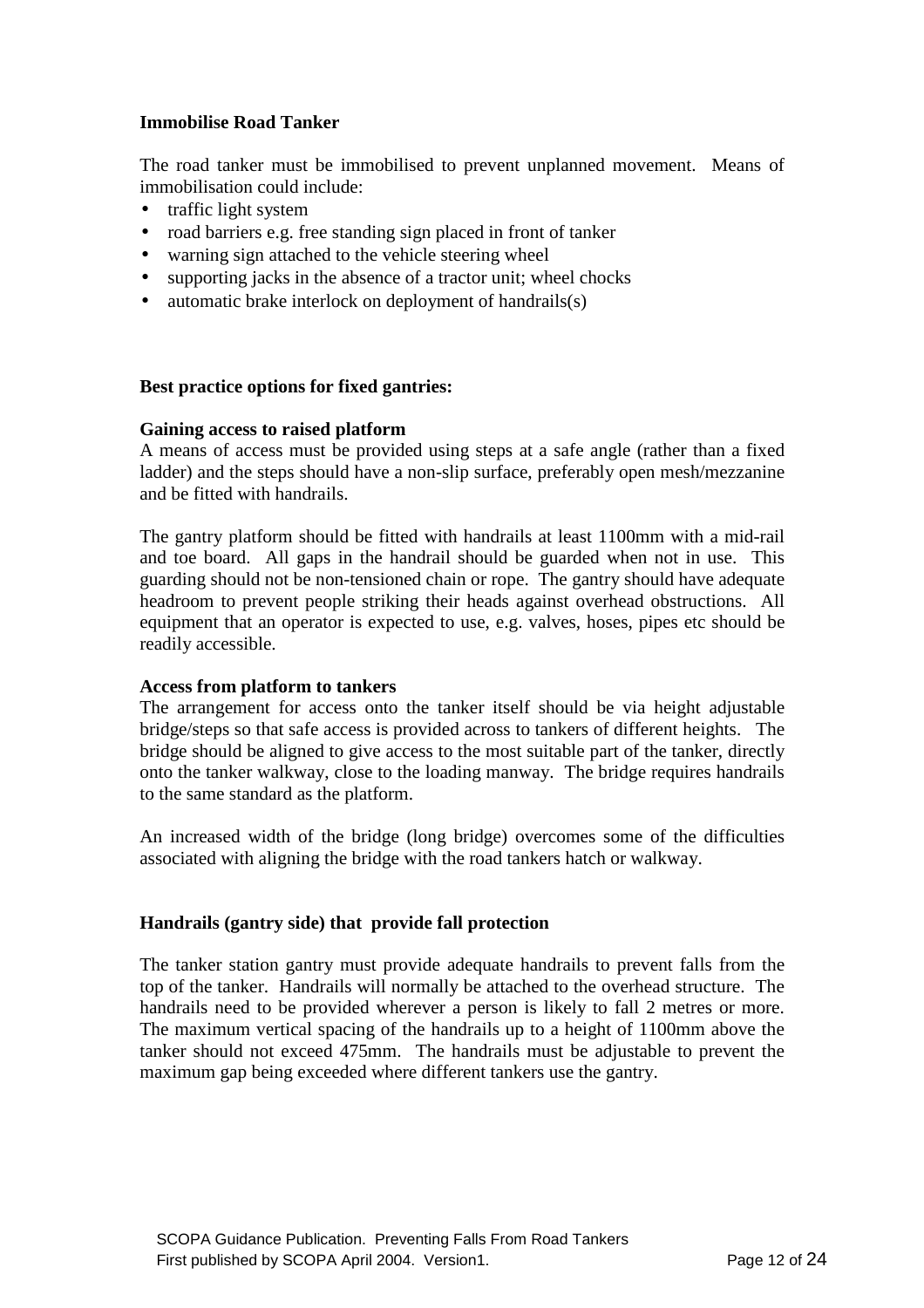**Immobilise Road Tanker**

The road tanker must be immobilised to prevent unplanned movement. Means of immobilisation could include:

- traffic light system
- road barriers e.g. free standing sign placed in front of tanker
- warning sign attached to the vehicle steering wheel
- supporting jacks in the absence of a tractor unit; wheel chocks
- automatic brake interlock on deployment of handrails(s)

**Best practice options for fixed gantries:**

**Gaining access to raised platform**

A means of access must be provided using steps at a safe angle (rather than a fixed ladder) and the steps should have a non-slip surface, preferably open mesh/mezzanine and be fitted with handrails.

The gantry platform should be fitted with handrails at least 1100mm with a mid-rail and toe board. All gaps in the handrail should be guarded when not in use. This guarding should not be non-tensioned chain or rope. The gantry should have adequate headroom to prevent people striking their heads against overhead obstructions. All equipment that an operator is expected to use, e.g. valves, hoses, pipes etc should be readily accessible.

**Access from platform to tankers**

The arrangement for access onto the tanker itself should be via height adjustable bridge/steps so that safe access is provided across to tankers of different heights. The bridge should be aligned to give access to the most suitable part of the tanker, directly onto the tanker walkway, close to the loading manway. The bridge requires handrails to the same standard as the platform.

An increased width of the bridge (long bridge) overcomes some of the difficulties associated with aligning the bridge with the road tankers hatch or walkway.

**Handrails (gantry side) that provide fall protection**

The tanker station gantry must provide adequate handrails to prevent falls from the top of the tanker. Handrails will normally be attached to the overhead structure. The handrails need to be provided wherever a person is likely to fall 2 metres or more. The maximum vertical spacing of the handrails up to a height of 1100mm above the tanker should not exceed 475mm. The handrails must be adjustable to prevent the maximum gap being exceeded where different tankers use the gantry.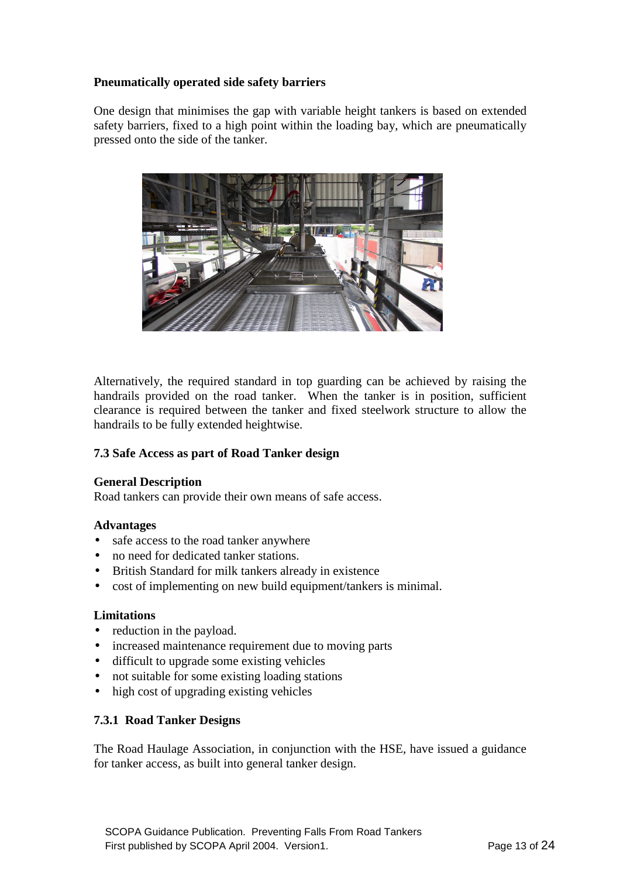**Pneumatically operated side safety barriers**

One design that minimises the gap with variable height tankers is based on extended safety barriers, fixed to a high point within the loading bay, which are pneumatically pressed onto the side of the tanker.

Alternatively, the required standard in top guarding can be achieved by raising the handrails provided on the road tanker. When the tanker is in position, sufficient clearance is required between the tanker and fixed steelwork structure to allow the handrails to be fully extended heightwise.

### 7.3 Safe Access as part of Road Tanker design

**General Description**
Road tankers can provide their own means of safe access.

**Advantages**

- safe access to the road tanker anywhere
- no need for dedicated tanker stations.
- British Standard for milk tankers already in existence
- cost of implementing on new build equipment/tankers is minimal.

**Limitations**

- reduction in the payload.
- increased maintenance requirement due to moving parts
- difficult to upgrade some existing vehicles
- not suitable for some existing loading stations
- high cost of upgrading existing vehicles

#### 7.3.1 Road Tanker Designs

The Road Haulage Association, in conjunction with the HSE, have issued a guidance for tanker access, as built into general tanker design.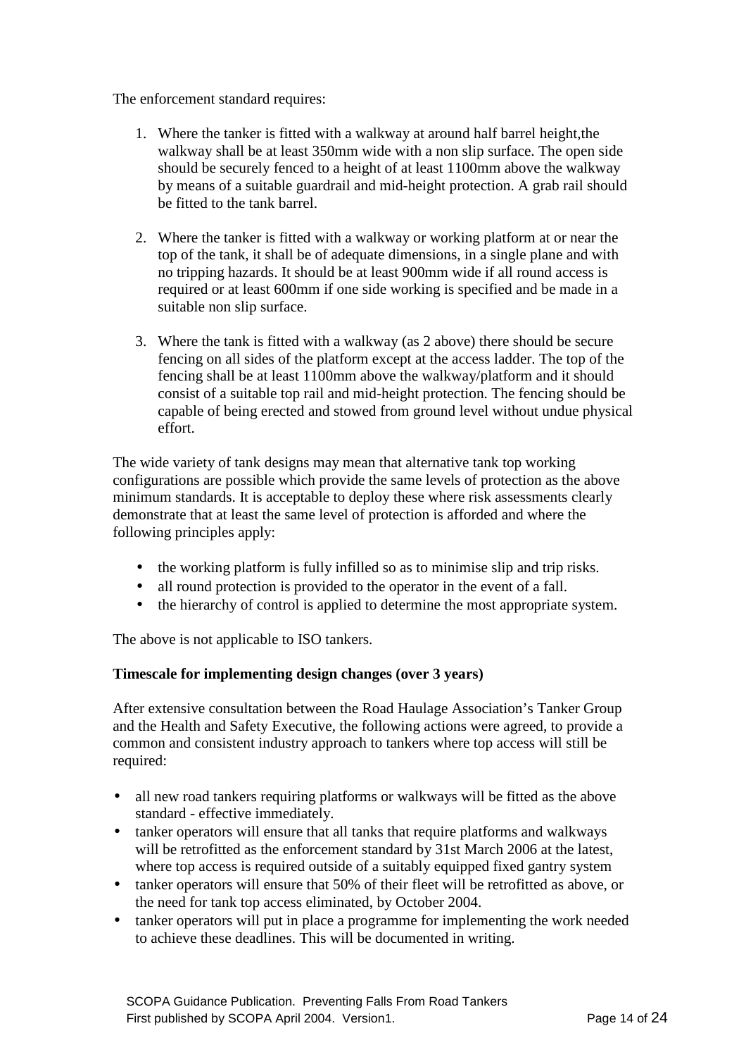The enforcement standard requires:

1. Where the tanker is fitted with a walkway at around half barrel height,the walkway shall be at least 350mm wide with a non slip surface. The open side should be securely fenced to a height of at least 1100mm above the walkway by means of a suitable guardrail and mid-height protection. A grab rail should be fitted to the tank barrel.

2. Where the tanker is fitted with a walkway or working platform at or near the top of the tank, it shall be of adequate dimensions, in a single plane and with no tripping hazards. It should be at least 900mm wide if all round access is required or at least 600mm if one side working is specified and be made in a suitable non slip surface.

3. Where the tank is fitted with a walkway (as 2 above) there should be secure fencing on all sides of the platform except at the access ladder. The top of the fencing shall be at least 1100mm above the walkway/platform and it should consist of a suitable top rail and mid-height protection. The fencing should be capable of being erected and stowed from ground level without undue physical effort.

The wide variety of tank designs may mean that alternative tank top working configurations are possible which provide the same levels of protection as the above minimum standards. It is acceptable to deploy these where risk assessments clearly demonstrate that at least the same level of protection is afforded and where the following principles apply:

- the working platform is fully infilled so as to minimise slip and trip risks.
- all round protection is provided to the operator in the event of a fall.
- the hierarchy of control is applied to determine the most appropriate system.

The above is not applicable to ISO tankers.

**Timescale for implementing design changes (over 3 years)**

After extensive consultation between the Road Haulage Association's Tanker Group and the Health and Safety Executive, the following actions were agreed, to provide a common and consistent industry approach to tankers where top access will still be required:

- all new road tankers requiring platforms or walkways will be fitted as the above standard - effective immediately.
- tanker operators will ensure that all tanks that require platforms and walkways will be retrofitted as the enforcement standard by 31st March 2006 at the latest, where top access is required outside of a suitably equipped fixed gantry system
- tanker operators will ensure that 50% of their fleet will be retrofitted as above, or the need for tank top access eliminated, by October 2004.
- tanker operators will put in place a programme for implementing the work needed to achieve these deadlines. This will be documented in writing.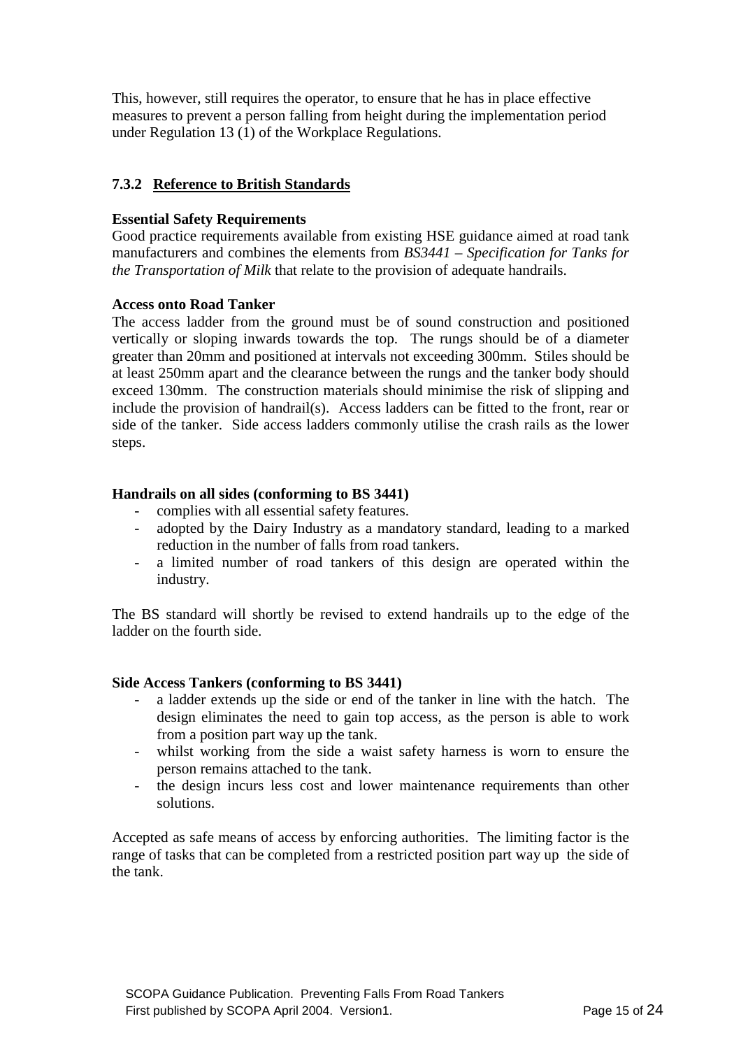This, however, still requires the operator, to ensure that he has in place effective measures to prevent a person falling from height during the implementation period under Regulation 13 (1) of the Workplace Regulations.

### 7.3.2 Reference to British Standards

**Essential Safety Requirements**
Good practice requirements available from existing HSE guidance aimed at road tank manufacturers and combines the elements from *BS3441 – Specification for Tanks for the Transportation of Milk* that relate to the provision of adequate handrails.

**Access onto Road Tanker**
The access ladder from the ground must be of sound construction and positioned vertically or sloping inwards towards the top. The rungs should be of a diameter greater than 20mm and positioned at intervals not exceeding 300mm. Stiles should be at least 250mm apart and the clearance between the rungs and the tanker body should exceed 130mm. The construction materials should minimise the risk of slipping and include the provision of handrail(s). Access ladders can be fitted to the front, rear or side of the tanker. Side access ladders commonly utilise the crash rails as the lower steps.

**Handrails on all sides (conforming to BS 3441)**

- complies with all essential safety features.
- adopted by the Dairy Industry as a mandatory standard, leading to a marked reduction in the number of falls from road tankers.
- a limited number of road tankers of this design are operated within the industry.

The BS standard will shortly be revised to extend handrails up to the edge of the ladder on the fourth side.

**Side Access Tankers (conforming to BS 3441)**

- a ladder extends up the side or end of the tanker in line with the hatch. The design eliminates the need to gain top access, as the person is able to work from a position part way up the tank.
- whilst working from the side a waist safety harness is worn to ensure the person remains attached to the tank.
- the design incurs less cost and lower maintenance requirements than other solutions.

Accepted as safe means of access by enforcing authorities. The limiting factor is the range of tasks that can be completed from a restricted position part way up the side of the tank.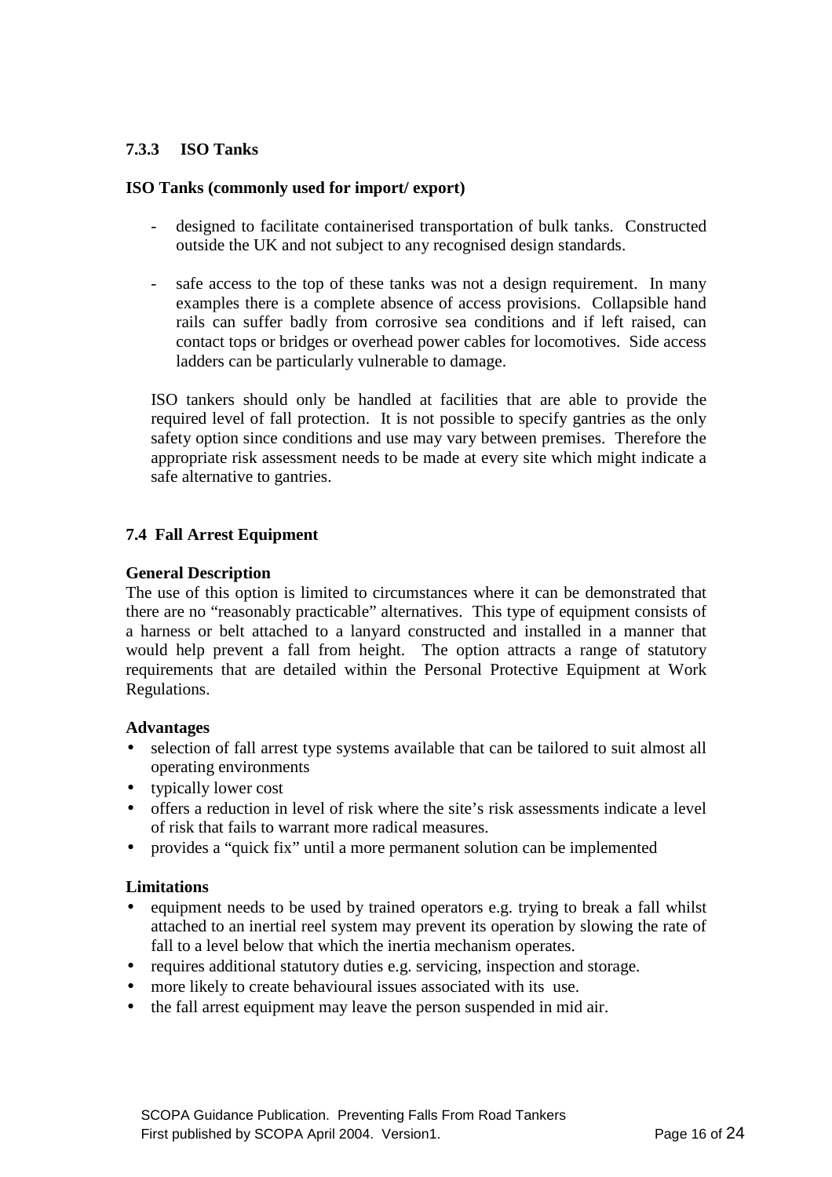### 7.3.3 ISO Tanks

**ISO Tanks (commonly used for import/ export)**

- designed to facilitate containerised transportation of bulk tanks. Constructed outside the UK and not subject to any recognised design standards.

- safe access to the top of these tanks was not a design requirement. In many examples there is a complete absence of access provisions. Collapsible hand rails can suffer badly from corrosive sea conditions and if left raised, can contact tops or bridges or overhead power cables for locomotives. Side access ladders can be particularly vulnerable to damage.

ISO tankers should only be handled at facilities that are able to provide the required level of fall protection. It is not possible to specify gantries as the only safety option since conditions and use may vary between premises. Therefore the appropriate risk assessment needs to be made at every site which might indicate a safe alternative to gantries.

## 7.4 Fall Arrest Equipment

**General Description**

The use of this option is limited to circumstances where it can be demonstrated that there are no "reasonably practicable" alternatives. This type of equipment consists of a harness or belt attached to a lanyard constructed and installed in a manner that would help prevent a fall from height. The option attracts a range of statutory requirements that are detailed within the Personal Protective Equipment at Work Regulations.

**Advantages**

- selection of fall arrest type systems available that can be tailored to suit almost all operating environments
- typically lower cost
- offers a reduction in level of risk where the site's risk assessments indicate a level of risk that fails to warrant more radical measures.
- provides a "quick fix" until a more permanent solution can be implemented

**Limitations**

- equipment needs to be used by trained operators e.g. trying to break a fall whilst attached to an inertial reel system may prevent its operation by slowing the rate of fall to a level below that which the inertia mechanism operates.
- requires additional statutory duties e.g. servicing, inspection and storage.
- more likely to create behavioural issues associated with its use.
- the fall arrest equipment may leave the person suspended in mid air.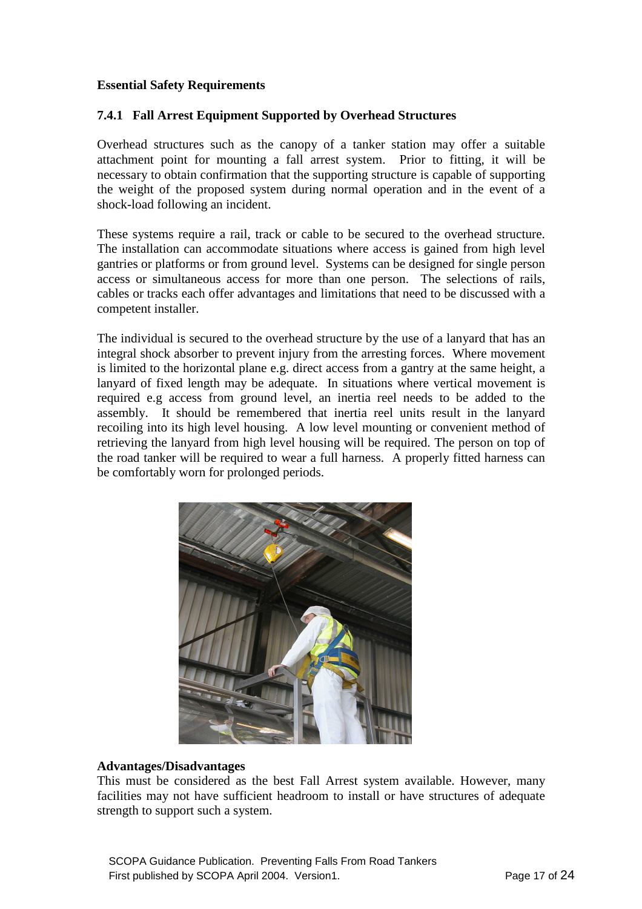**Essential Safety Requirements**

### 7.4.1 Fall Arrest Equipment Supported by Overhead Structures

Overhead structures such as the canopy of a tanker station may offer a suitable attachment point for mounting a fall arrest system. Prior to fitting, it will be necessary to obtain confirmation that the supporting structure is capable of supporting the weight of the proposed system during normal operation and in the event of a shock-load following an incident.

These systems require a rail, track or cable to be secured to the overhead structure. The installation can accommodate situations where access is gained from high level gantries or platforms or from ground level. Systems can be designed for single person access or simultaneous access for more than one person. The selections of rails, cables or tracks each offer advantages and limitations that need to be discussed with a competent installer.

The individual is secured to the overhead structure by the use of a lanyard that has an integral shock absorber to prevent injury from the arresting forces. Where movement is limited to the horizontal plane e.g. direct access from a gantry at the same height, a lanyard of fixed length may be adequate. In situations where vertical movement is required e.g access from ground level, an inertia reel needs to be added to the assembly. It should be remembered that inertia reel units result in the lanyard recoiling into its high level housing. A low level mounting or convenient method of retrieving the lanyard from high level housing will be required. The person on top of the road tanker will be required to wear a full harness. A properly fitted harness can be comfortably worn for prolonged periods.

**Advantages/Disadvantages**

This must be considered as the best Fall Arrest system available. However, many facilities may not have sufficient headroom to install or have structures of adequate strength to support such a system.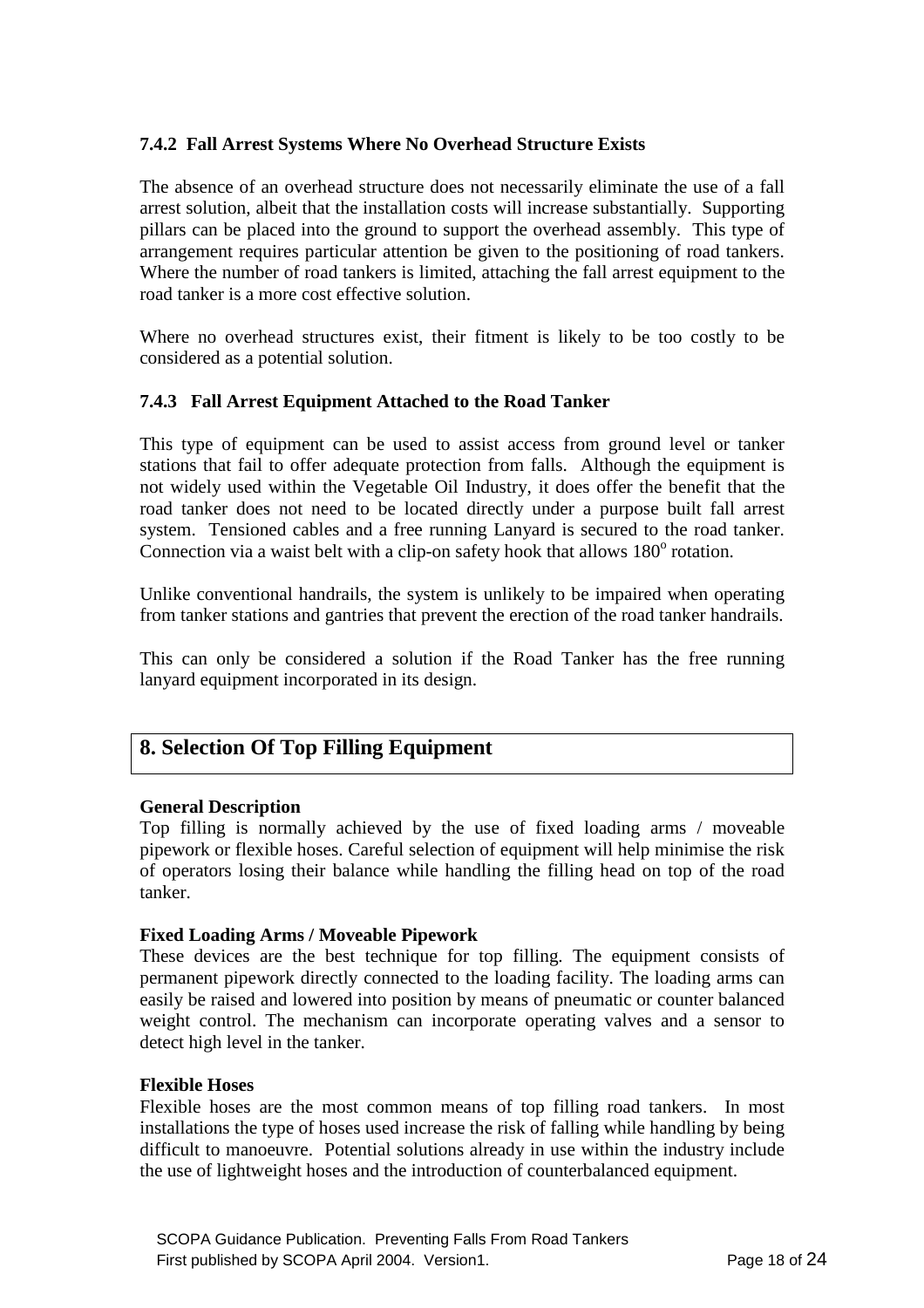### 7.4.2 Fall Arrest Systems Where No Overhead Structure Exists

The absence of an overhead structure does not necessarily eliminate the use of a fall arrest solution, albeit that the installation costs will increase substantially. Supporting pillars can be placed into the ground to support the overhead assembly. This type of arrangement requires particular attention be given to the positioning of road tankers. Where the number of road tankers is limited, attaching the fall arrest equipment to the road tanker is a more cost effective solution.

Where no overhead structures exist, their fitment is likely to be too costly to be considered as a potential solution.

### 7.4.3 Fall Arrest Equipment Attached to the Road Tanker

This type of equipment can be used to assist access from ground level or tanker stations that fail to offer adequate protection from falls. Although the equipment is not widely used within the Vegetable Oil Industry, it does offer the benefit that the road tanker does not need to be located directly under a purpose built fall arrest system. Tensioned cables and a free running Lanyard is secured to the road tanker. Connection via a waist belt with a clip-on safety hook that allows 180$^{o}$ rotation.

Unlike conventional handrails, the system is unlikely to be impaired when operating from tanker stations and gantries that prevent the erection of the road tanker handrails.

This can only be considered a solution if the Road Tanker has the free running lanyard equipment incorporated in its design.

## 8. Selection Of Top Filling Equipment

**General Description**

Top filling is normally achieved by the use of fixed loading arms / moveable pipework or flexible hoses. Careful selection of equipment will help minimise the risk of operators losing their balance while handling the filling head on top of the road tanker.

**Fixed Loading Arms / Moveable Pipework**

These devices are the best technique for top filling. The equipment consists of permanent pipework directly connected to the loading facility. The loading arms can easily be raised and lowered into position by means of pneumatic or counter balanced weight control. The mechanism can incorporate operating valves and a sensor to detect high level in the tanker.

**Flexible Hoses**

Flexible hoses are the most common means of top filling road tankers. In most installations the type of hoses used increase the risk of falling while handling by being difficult to manoeuvre. Potential solutions already in use within the industry include the use of lightweight hoses and the introduction of counterbalanced equipment.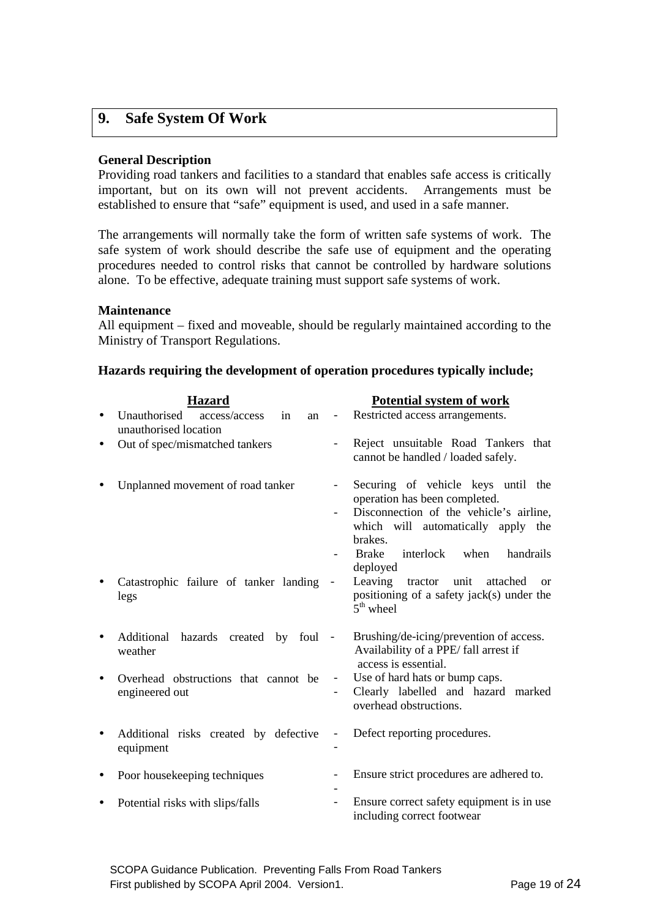## 9. Safe System Of Work

**General Description**

Providing road tankers and facilities to a standard that enables safe access is critically important, but on its own will not prevent accidents. Arrangements must be established to ensure that "safe" equipment is used, and used in a safe manner.

The arrangements will normally take the form of written safe systems of work. The safe system of work should describe the safe use of equipment and the operating procedures needed to control risks that cannot be controlled by hardware solutions alone. To be effective, adequate training must support safe systems of work.

**Maintenance**

All equipment – fixed and moveable, should be regularly maintained according to the Ministry of Transport Regulations.

**Hazards requiring the development of operation procedures typically include;**

| Hazard | Potential system of work |
|---|---|
| Unauthorised access/access in an unauthorised location | - Restricted access arrangements. |
| Out of spec/mismatched tankers | - Reject unsuitable Road Tankers that cannot be handled / loaded safely. |
| Unplanned movement of road tanker | - Securing of vehicle keys until the operation has been completed.<br>- Disconnection of the vehicle's airline, which will automatically apply the brakes.<br>- Brake interlock when handrails deployed |
| Catastrophic failure of tanker landing legs | - Leaving tractor unit attached or positioning of a safety jack(s) under the 5th wheel |
| Additional hazards created by foul weather | - Brushing/de-icing/prevention of access. Availability of a PPE/ fall arrest if access is essential. |
| Overhead obstructions that cannot be engineered out | - Use of hard hats or bump caps.<br>- Clearly labelled and hazard marked overhead obstructions. |
| Additional risks created by defective equipment | - Defect reporting procedures.<br>- |
| Poor housekeeping techniques | - Ensure strict procedures are adhered to.<br>- |
| Potential risks with slips/falls | - Ensure correct safety equipment is in use including correct footwear |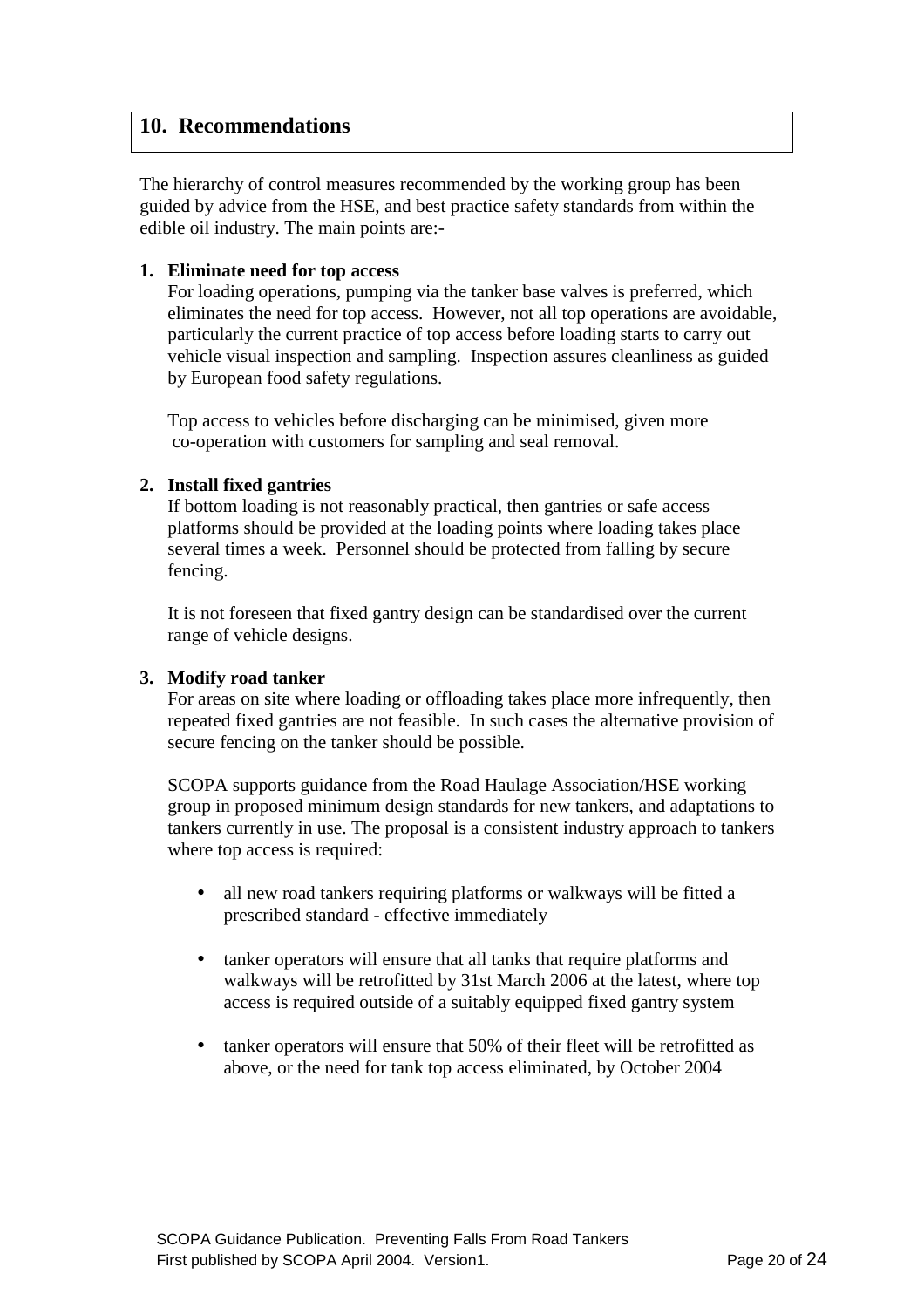## 10. Recommendations

The hierarchy of control measures recommended by the working group has been guided by advice from the HSE, and best practice safety standards from within the edible oil industry. The main points are:-

1. **Eliminate need for top access**
   For loading operations, pumping via the tanker base valves is preferred, which eliminates the need for top access. However, not all top operations are avoidable, particularly the current practice of top access before loading starts to carry out vehicle visual inspection and sampling. Inspection assures cleanliness as guided by European food safety regulations.

   Top access to vehicles before discharging can be minimised, given more co-operation with customers for sampling and seal removal.

2. **Install fixed gantries**
   If bottom loading is not reasonably practical, then gantries or safe access platforms should be provided at the loading points where loading takes place several times a week. Personnel should be protected from falling by secure fencing.

   It is not foreseen that fixed gantry design can be standardised over the current range of vehicle designs.

3. **Modify road tanker**
   For areas on site where loading or offloading takes place more infrequently, then repeated fixed gantries are not feasible. In such cases the alternative provision of secure fencing on the tanker should be possible.

   SCOPA supports guidance from the Road Haulage Association/HSE working group in proposed minimum design standards for new tankers, and adaptations to tankers currently in use. The proposal is a consistent industry approach to tankers where top access is required:

   - all new road tankers requiring platforms or walkways will be fitted a prescribed standard - effective immediately
   - tanker operators will ensure that all tanks that require platforms and walkways will be retrofitted by 31st March 2006 at the latest, where top access is required outside of a suitably equipped fixed gantry system
   - tanker operators will ensure that 50% of their fleet will be retrofitted as above, or the need for tank top access eliminated, by October 2004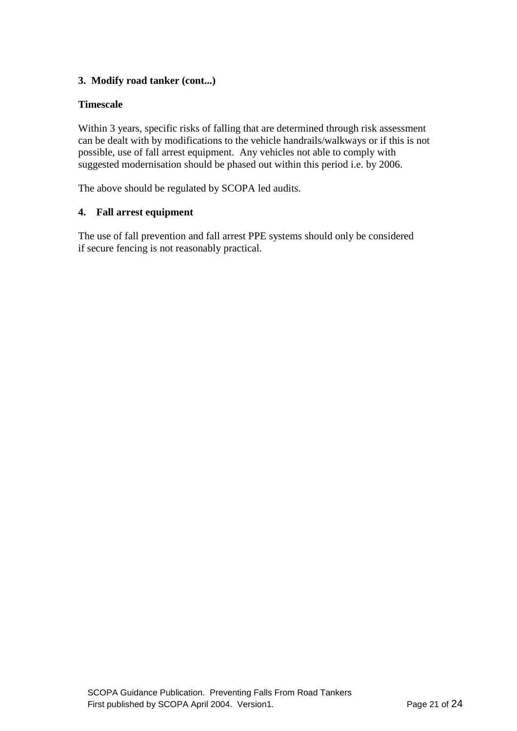### 3. Modify road tanker (cont...)

**Timescale**

Within 3 years, specific risks of falling that are determined through risk assessment can be dealt with by modifications to the vehicle handrails/walkways or if this is not possible, use of fall arrest equipment. Any vehicles not able to comply with suggested modernisation should be phased out within this period i.e. by 2006.

The above should be regulated by SCOPA led audits.

### 4. Fall arrest equipment

The use of fall prevention and fall arrest PPE systems should only be considered if secure fencing is not reasonably practical.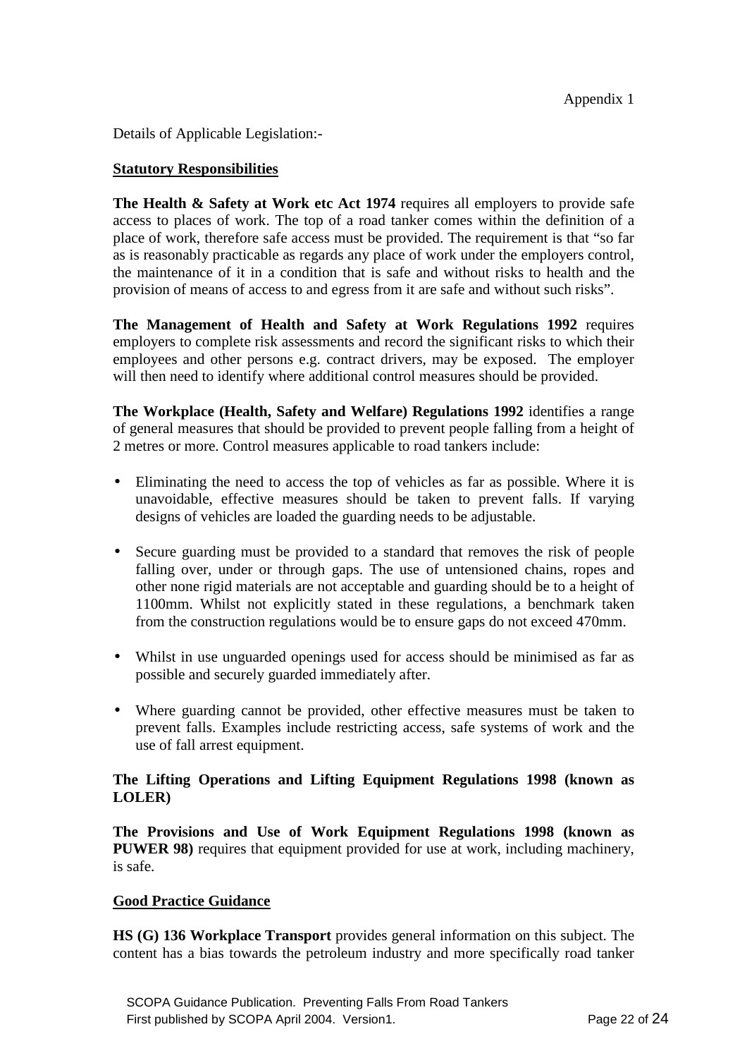Appendix 1

Details of Applicable Legislation:-

**Statutory Responsibilities**

**The Health & Safety at Work etc Act 1974** requires all employers to provide safe access to places of work. The top of a road tanker comes within the definition of a place of work, therefore safe access must be provided. The requirement is that "so far as is reasonably practicable as regards any place of work under the employers control, the maintenance of it in a condition that is safe and without risks to health and the provision of means of access to and egress from it are safe and without such risks".

**The Management of Health and Safety at Work Regulations 1992** requires employers to complete risk assessments and record the significant risks to which their employees and other persons e.g. contract drivers, may be exposed. The employer will then need to identify where additional control measures should be provided.

**The Workplace (Health, Safety and Welfare) Regulations 1992** identifies a range of general measures that should be provided to prevent people falling from a height of 2 metres or more. Control measures applicable to road tankers include:

- Eliminating the need to access the top of vehicles as far as possible. Where it is unavoidable, effective measures should be taken to prevent falls. If varying designs of vehicles are loaded the guarding needs to be adjustable.
- Secure guarding must be provided to a standard that removes the risk of people falling over, under or through gaps. The use of untensioned chains, ropes and other none rigid materials are not acceptable and guarding should be to a height of 1100mm. Whilst not explicitly stated in these regulations, a benchmark taken from the construction regulations would be to ensure gaps do not exceed 470mm.
- Whilst in use unguarded openings used for access should be minimised as far as possible and securely guarded immediately after.
- Where guarding cannot be provided, other effective measures must be taken to prevent falls. Examples include restricting access, safe systems of work and the use of fall arrest equipment.

**The Lifting Operations and Lifting Equipment Regulations 1998 (known as LOLER)**

**The Provisions and Use of Work Equipment Regulations 1998 (known as PUWER 98)** requires that equipment provided for use at work, including machinery, is safe.

**Good Practice Guidance**

**HS (G) 136 Workplace Transport** provides general information on this subject. The content has a bias towards the petroleum industry and more specifically road tanker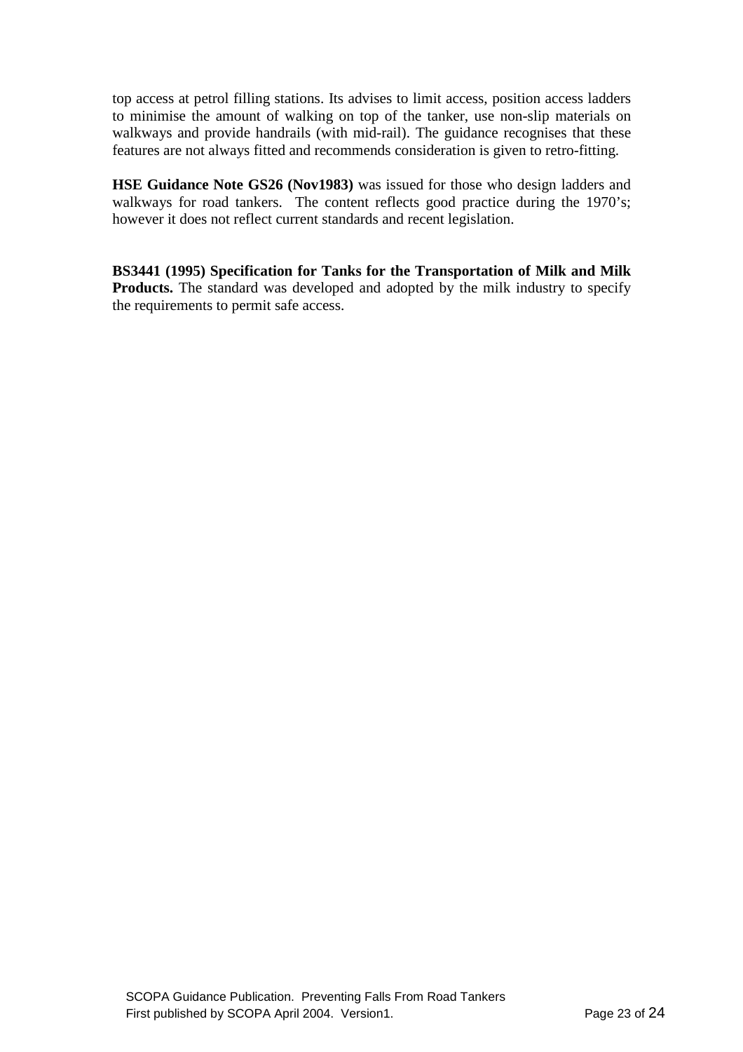top access at petrol filling stations. Its advises to limit access, position access ladders to minimise the amount of walking on top of the tanker, use non-slip materials on walkways and provide handrails (with mid-rail). The guidance recognises that these features are not always fitted and recommends consideration is given to retro-fitting.

**HSE Guidance Note GS26 (Nov1983)** was issued for those who design ladders and walkways for road tankers. The content reflects good practice during the 1970's; however it does not reflect current standards and recent legislation.

**BS3441 (1995) Specification for Tanks for the Transportation of Milk and Milk Products.** The standard was developed and adopted by the milk industry to specify the requirements to permit safe access.